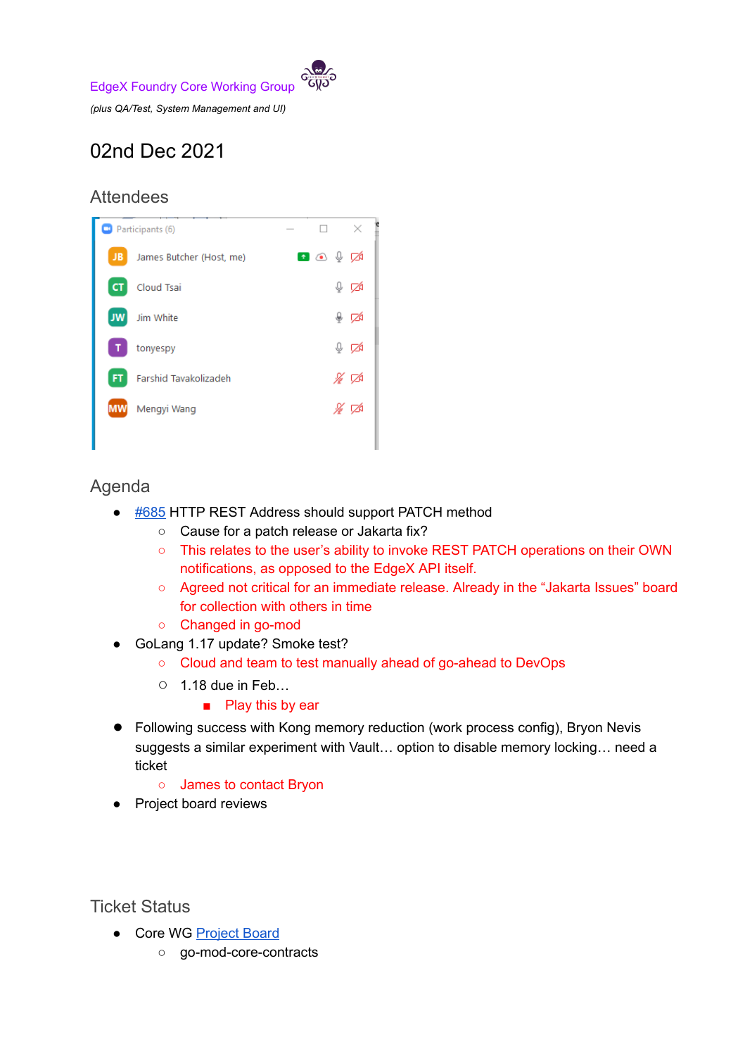EdgeX Foundry Core Working Group

*(plus QA/Test, System Management and UI)*

# 02nd Dec 2021

## Attendees

Participants (6)

- James Butcher (Host, me)
- Cloud Tsai
- Jim White
- tonyespy
- Farshid Tavakolizadeh
- Mengyi Wang

## Agenda

- #685 HTTP REST Address should support PATCH method
    - Cause for a patch release or Jakarta fix?
    - This relates to the user's ability to invoke REST PATCH operations on their OWN notifications, as opposed to the EdgeX API itself.
    - Agreed not critical for an immediate release. Already in the "Jakarta Issues" board for collection with others in time
    - Changed in go-mod
- GoLang 1.17 update? Smoke test?
    - Cloud and team to test manually ahead of go-ahead to DevOps
    - 1.18 due in Feb…
        - Play this by ear
- Following success with Kong memory reduction (work process config), Bryon Nevis suggests a similar experiment with Vault… option to disable memory locking… need a ticket
    - James to contact Bryon
- Project board reviews

## Ticket Status

- Core WG Project Board
    - go-mod-core-contracts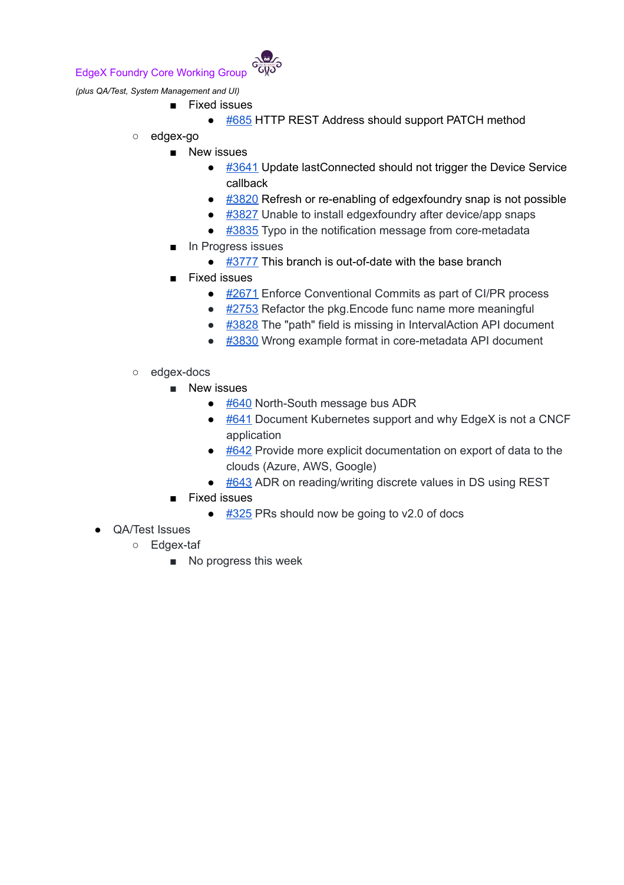- Fixed issues
  - #685 HTTP REST Address should support PATCH method
- edgex-go
  - New issues
    - #3641 Update lastConnected should not trigger the Device Service callback
    - #3820 Refresh or re-enabling of edgexfoundry snap is not possible
    - #3827 Unable to install edgexfoundry after device/app snaps
    - #3835 Typo in the notification message from core-metadata
  - In Progress issues
    - #3777 This branch is out-of-date with the base branch
  - Fixed issues
    - #2671 Enforce Conventional Commits as part of CI/PR process
    - #2753 Refactor the pkg.Encode func name more meaningful
    - #3828 The "path" field is missing in IntervalAction API document
    - #3830 Wrong example format in core-metadata API document
- edgex-docs
  - New issues
    - #640 North-South message bus ADR
    - #641 Document Kubernetes support and why EdgeX is not a CNCF application
    - #642 Provide more explicit documentation on export of data to the clouds (Azure, AWS, Google)
    - #643 ADR on reading/writing discrete values in DS using REST
  - Fixed issues
    - #325 PRs should now be going to v2.0 of docs

- QA/Test Issues
  - Edgex-taf
    - No progress this week